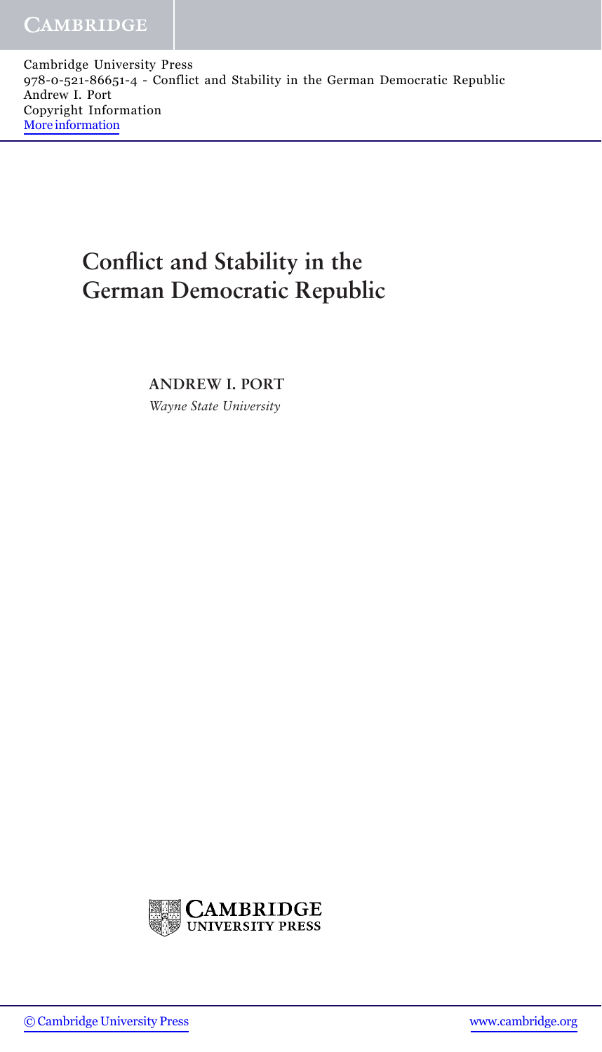Cambridge University Press
978-0-521-86651-4 - Conflict and Stability in the German Democratic Republic
Andrew I. Port
Copyright Information
More information

# Conflict and Stability in the German Democratic Republic

**ANDREW I. PORT**

*Wayne State University*

CAMBRIDGE UNIVERSITY PRESS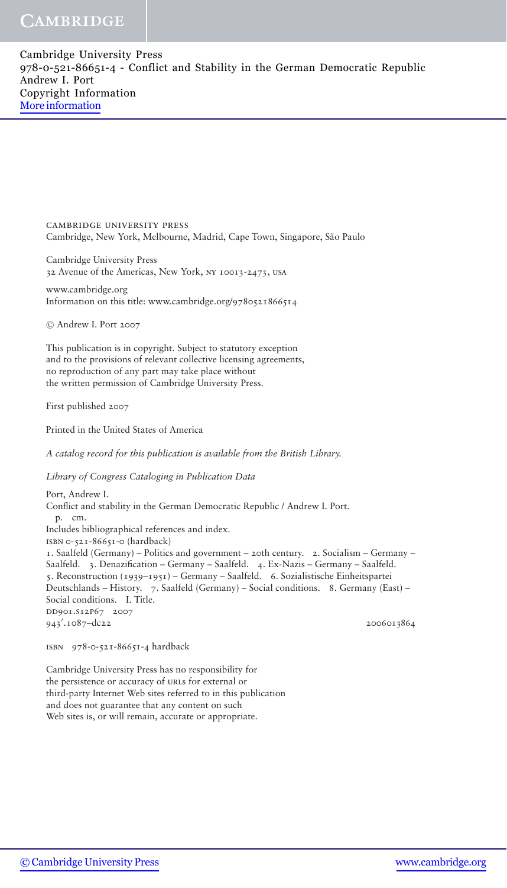cambridge university press
Cambridge, New York, Melbourne, Madrid, Cape Town, Singapore, São Paulo

Cambridge University Press
32 Avenue of the Americas, New York, ny 10013-2473, usa

www.cambridge.org
Information on this title: www.cambridge.org/9780521866514

© Andrew I. Port 2007

This publication is in copyright. Subject to statutory exception
and to the provisions of relevant collective licensing agreements,
no reproduction of any part may take place without
the written permission of Cambridge University Press.

First published 2007

Printed in the United States of America

*A catalog record for this publication is available from the British Library.*

*Library of Congress Cataloging in Publication Data*

Port, Andrew I.
Conflict and stability in the German Democratic Republic / Andrew I. Port.
p. cm.
Includes bibliographical references and index.
isbn 0-521-86651-0 (hardback)
1. Saalfeld (Germany) – Politics and government – 20th century. 2. Socialism – Germany – Saalfeld. 3. Denazification – Germany – Saalfeld. 4. Ex-Nazis – Germany – Saalfeld. 5. Reconstruction (1939–1951) – Germany – Saalfeld. 6. Sozialistische Einheitspartei Deutschlands – History. 7. Saalfeld (Germany) – Social conditions. 8. Germany (East) – Social conditions. I. Title.
DD901.S12P67 2007
943′.1087–dc22 2006013864

isbn 978-0-521-86651-4 hardback

Cambridge University Press has no responsibility for
the persistence or accuracy of urls for external or
third-party Internet Web sites referred to in this publication
and does not guarantee that any content on such
Web sites is, or will remain, accurate or appropriate.